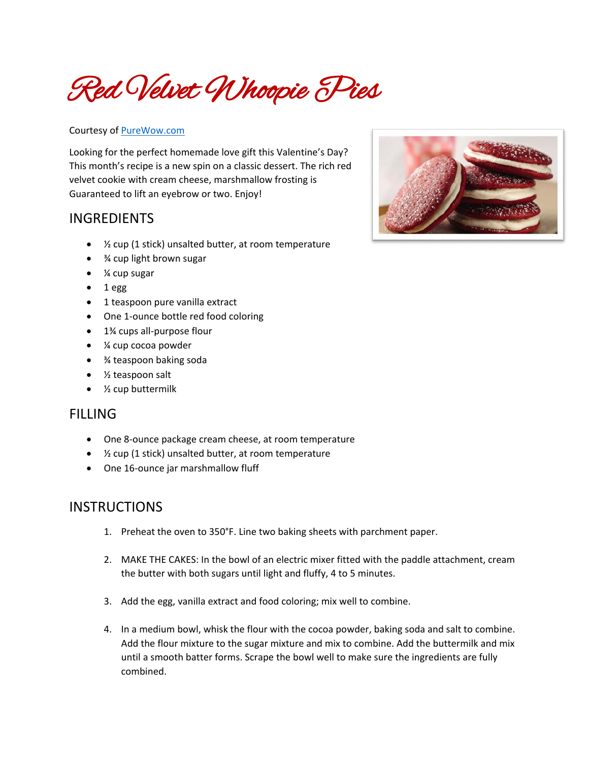# Red Velvet Whoopie Pies

Courtesy of [PureWow.com](PureWow.com)

Looking for the perfect homemade love gift this Valentine's Day? This month's recipe is a new spin on a classic dessert. The rich red velvet cookie with cream cheese, marshmallow frosting is Guaranteed to lift an eyebrow or two. Enjoy!

## INGREDIENTS

- ½ cup (1 stick) unsalted butter, at room temperature
- ¾ cup light brown sugar
- ¼ cup sugar
- 1 egg
- 1 teaspoon pure vanilla extract
- One 1-ounce bottle red food coloring
- 1¾ cups all-purpose flour
- ¼ cup cocoa powder
- ¾ teaspoon baking soda
- ½ teaspoon salt
- ½ cup buttermilk

## FILLING

- One 8-ounce package cream cheese, at room temperature
- ½ cup (1 stick) unsalted butter, at room temperature
- One 16-ounce jar marshmallow fluff

## INSTRUCTIONS

1. Preheat the oven to 350°F. Line two baking sheets with parchment paper.

2. MAKE THE CAKES: In the bowl of an electric mixer fitted with the paddle attachment, cream the butter with both sugars until light and fluffy, 4 to 5 minutes.

3. Add the egg, vanilla extract and food coloring; mix well to combine.

4. In a medium bowl, whisk the flour with the cocoa powder, baking soda and salt to combine. Add the flour mixture to the sugar mixture and mix to combine. Add the buttermilk and mix until a smooth batter forms. Scrape the bowl well to make sure the ingredients are fully combined.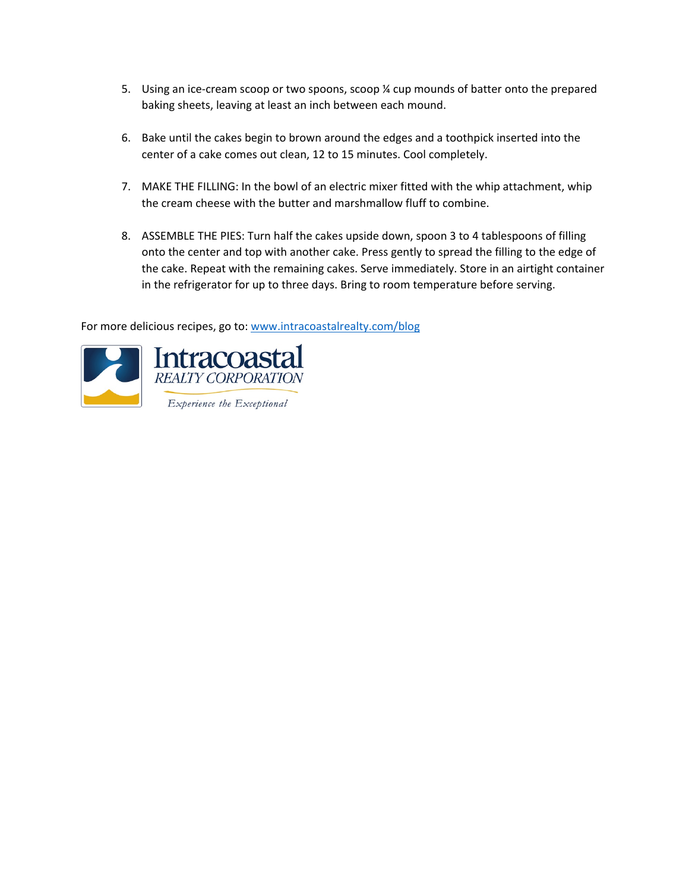5. Using an ice-cream scoop or two spoons, scoop ¼ cup mounds of batter onto the prepared baking sheets, leaving at least an inch between each mound.

6. Bake until the cakes begin to brown around the edges and a toothpick inserted into the center of a cake comes out clean, 12 to 15 minutes. Cool completely.

7. MAKE THE FILLING: In the bowl of an electric mixer fitted with the whip attachment, whip the cream cheese with the butter and marshmallow fluff to combine.

8. ASSEMBLE THE PIES: Turn half the cakes upside down, spoon 3 to 4 tablespoons of filling onto the center and top with another cake. Press gently to spread the filling to the edge of the cake. Repeat with the remaining cakes. Serve immediately. Store in an airtight container in the refrigerator for up to three days. Bring to room temperature before serving.

For more delicious recipes, go to: [www.intracoastalrealty.com/blog](www.intracoastalrealty.com/blog)

Intracoastal
REALTY CORPORATION
*Experience the Exceptional*